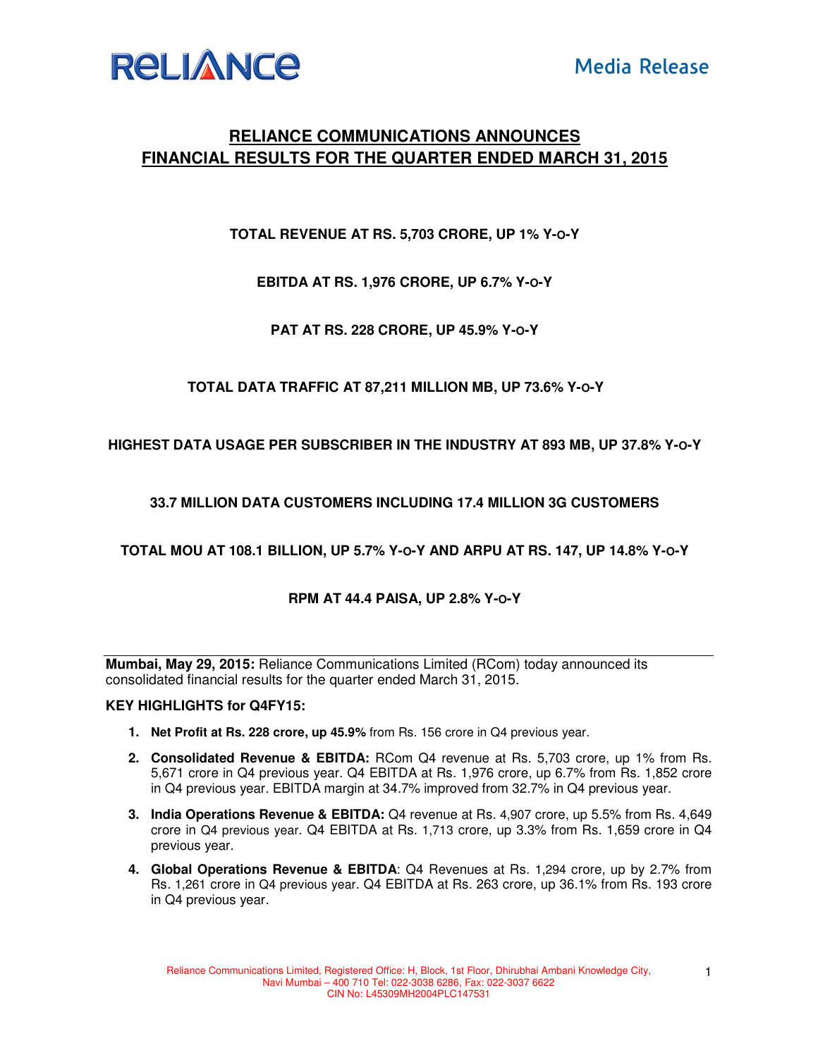# RELIANCE COMMUNICATIONS ANNOUNCES FINANCIAL RESULTS FOR THE QUARTER ENDED MARCH 31, 2015

**TOTAL REVENUE AT RS. 5,703 CRORE, UP 1% Y-O-Y**

**EBITDA AT RS. 1,976 CRORE, UP 6.7% Y-O-Y**

**PAT AT RS. 228 CRORE, UP 45.9% Y-O-Y**

**TOTAL DATA TRAFFIC AT 87,211 MILLION MB, UP 73.6% Y-O-Y**

**HIGHEST DATA USAGE PER SUBSCRIBER IN THE INDUSTRY AT 893 MB, UP 37.8% Y-O-Y**

**33.7 MILLION DATA CUSTOMERS INCLUDING 17.4 MILLION 3G CUSTOMERS**

**TOTAL MOU AT 108.1 BILLION, UP 5.7% Y-O-Y AND ARPU AT RS. 147, UP 14.8% Y-O-Y**

**RPM AT 44.4 PAISA, UP 2.8% Y-O-Y**

---

**Mumbai, May 29, 2015:** Reliance Communications Limited (RCom) today announced its consolidated financial results for the quarter ended March 31, 2015.

**KEY HIGHLIGHTS for Q4FY15:**

1. **Net Profit at Rs. 228 crore, up 45.9%** from Rs. 156 crore in Q4 previous year.
2. **Consolidated Revenue & EBITDA:** RCom Q4 revenue at Rs. 5,703 crore, up 1% from Rs. 5,671 crore in Q4 previous year. Q4 EBITDA at Rs. 1,976 crore, up 6.7% from Rs. 1,852 crore in Q4 previous year. EBITDA margin at 34.7% improved from 32.7% in Q4 previous year.
3. **India Operations Revenue & EBITDA:** Q4 revenue at Rs. 4,907 crore, up 5.5% from Rs. 4,649 crore in Q4 previous year. Q4 EBITDA at Rs. 1,713 crore, up 3.3% from Rs. 1,659 crore in Q4 previous year.
4. **Global Operations Revenue & EBITDA**: Q4 Revenues at Rs. 1,294 crore, up by 2.7% from Rs. 1,261 crore in Q4 previous year. Q4 EBITDA at Rs. 263 crore, up 36.1% from Rs. 193 crore in Q4 previous year.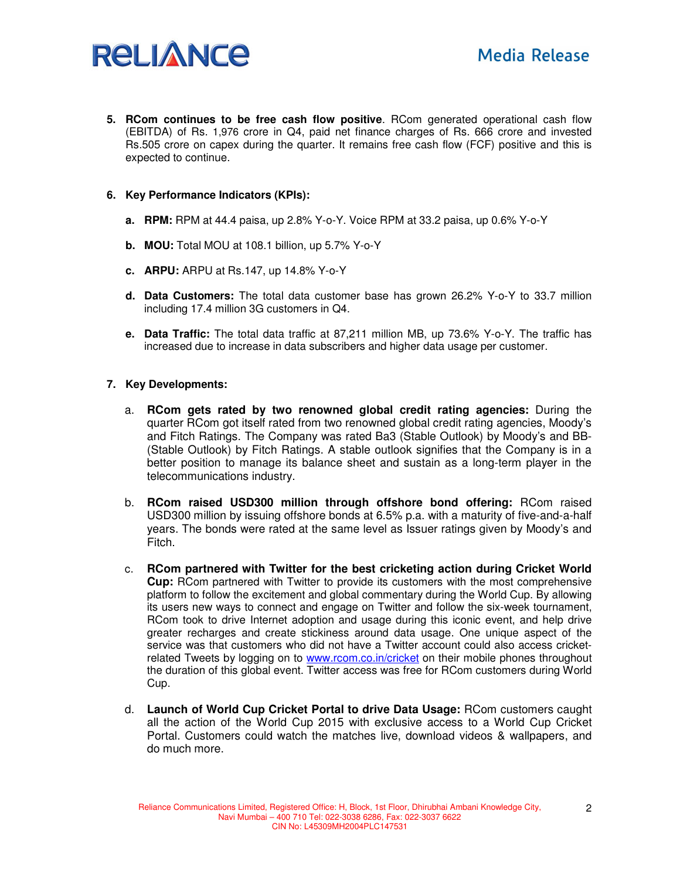5. **RCom continues to be free cash flow positive**. RCom generated operational cash flow (EBITDA) of Rs. 1,976 crore in Q4, paid net finance charges of Rs. 666 crore and invested Rs.505 crore on capex during the quarter. It remains free cash flow (FCF) positive and this is expected to continue.

6. **Key Performance Indicators (KPIs):**

   a. **RPM:** RPM at 44.4 paisa, up 2.8% Y-o-Y. Voice RPM at 33.2 paisa, up 0.6% Y-o-Y

   b. **MOU:** Total MOU at 108.1 billion, up 5.7% Y-o-Y

   c. **ARPU:** ARPU at Rs.147, up 14.8% Y-o-Y

   d. **Data Customers:** The total data customer base has grown 26.2% Y-o-Y to 33.7 million including 17.4 million 3G customers in Q4.

   e. **Data Traffic:** The total data traffic at 87,211 million MB, up 73.6% Y-o-Y. The traffic has increased due to increase in data subscribers and higher data usage per customer.

7. **Key Developments:**

   a. **RCom gets rated by two renowned global credit rating agencies:** During the quarter RCom got itself rated from two renowned global credit rating agencies, Moody's and Fitch Ratings. The Company was rated Ba3 (Stable Outlook) by Moody's and BB- (Stable Outlook) by Fitch Ratings. A stable outlook signifies that the Company is in a better position to manage its balance sheet and sustain as a long-term player in the telecommunications industry.

   b. **RCom raised USD300 million through offshore bond offering:** RCom raised USD300 million by issuing offshore bonds at 6.5% p.a. with a maturity of five-and-a-half years. The bonds were rated at the same level as Issuer ratings given by Moody's and Fitch.

   c. **RCom partnered with Twitter for the best cricketing action during Cricket World Cup:** RCom partnered with Twitter to provide its customers with the most comprehensive platform to follow the excitement and global commentary during the World Cup. By allowing its users new ways to connect and engage on Twitter and follow the six-week tournament, RCom took to drive Internet adoption and usage during this iconic event, and help drive greater recharges and create stickiness around data usage. One unique aspect of the service was that customers who did not have a Twitter account could also access cricket-related Tweets by logging on to www.rcom.co.in/cricket on their mobile phones throughout the duration of this global event. Twitter access was free for RCom customers during World Cup.

   d. **Launch of World Cup Cricket Portal to drive Data Usage:** RCom customers caught all the action of the World Cup 2015 with exclusive access to a World Cup Cricket Portal. Customers could watch the matches live, download videos & wallpapers, and do much more.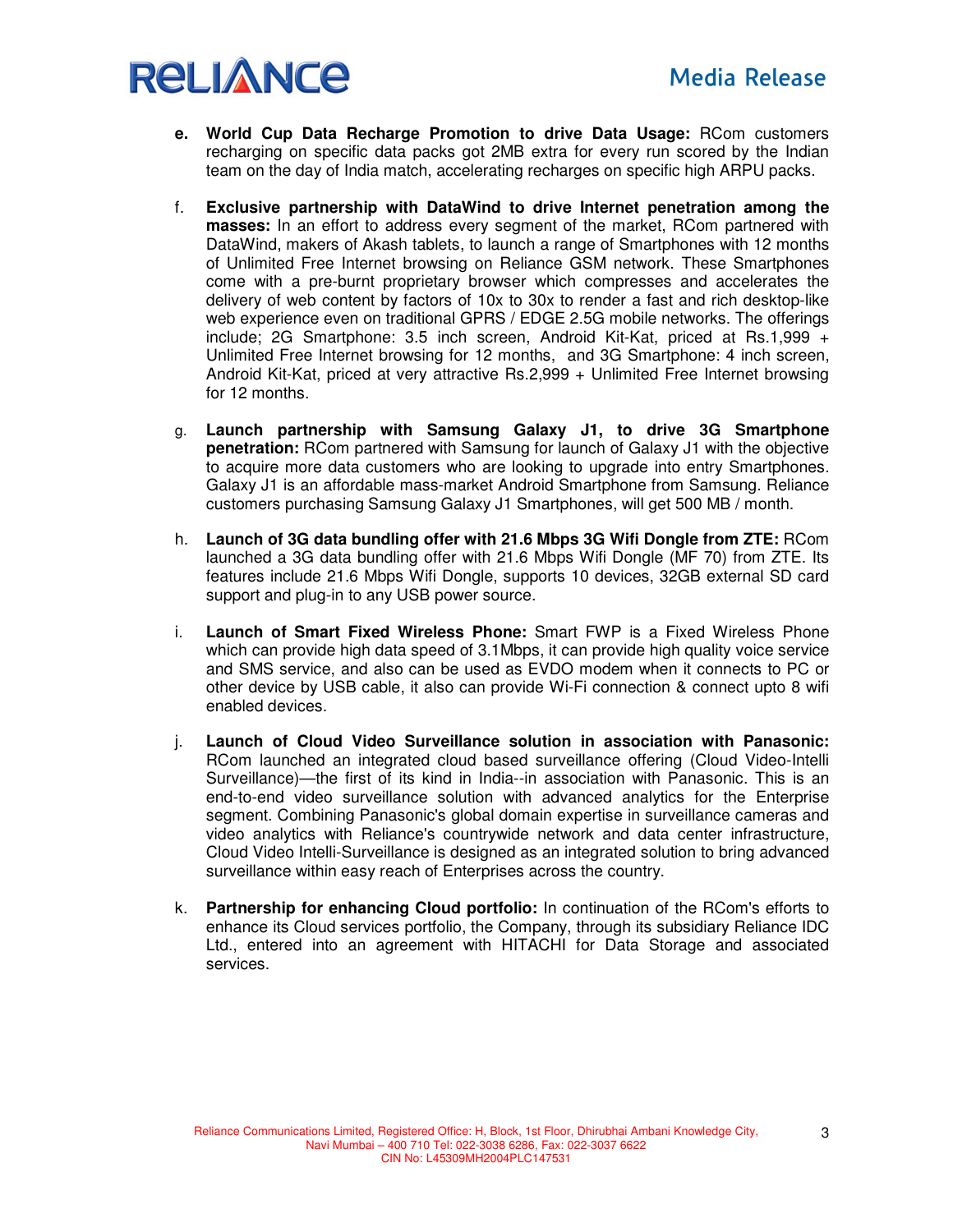e. **World Cup Data Recharge Promotion to drive Data Usage:** RCom customers recharging on specific data packs got 2MB extra for every run scored by the Indian team on the day of India match, accelerating recharges on specific high ARPU packs.

f. **Exclusive partnership with DataWind to drive Internet penetration among the masses:** In an effort to address every segment of the market, RCom partnered with DataWind, makers of Akash tablets, to launch a range of Smartphones with 12 months of Unlimited Free Internet browsing on Reliance GSM network. These Smartphones come with a pre-burnt proprietary browser which compresses and accelerates the delivery of web content by factors of 10x to 30x to render a fast and rich desktop-like web experience even on traditional GPRS / EDGE 2.5G mobile networks. The offerings include; 2G Smartphone: 3.5 inch screen, Android Kit-Kat, priced at Rs.1,999 + Unlimited Free Internet browsing for 12 months, and 3G Smartphone: 4 inch screen, Android Kit-Kat, priced at very attractive Rs.2,999 + Unlimited Free Internet browsing for 12 months.

g. **Launch partnership with Samsung Galaxy J1, to drive 3G Smartphone penetration:** RCom partnered with Samsung for launch of Galaxy J1 with the objective to acquire more data customers who are looking to upgrade into entry Smartphones. Galaxy J1 is an affordable mass-market Android Smartphone from Samsung. Reliance customers purchasing Samsung Galaxy J1 Smartphones, will get 500 MB / month.

h. **Launch of 3G data bundling offer with 21.6 Mbps 3G Wifi Dongle from ZTE:** RCom launched a 3G data bundling offer with 21.6 Mbps Wifi Dongle (MF 70) from ZTE. Its features include 21.6 Mbps Wifi Dongle, supports 10 devices, 32GB external SD card support and plug-in to any USB power source.

i. **Launch of Smart Fixed Wireless Phone:** Smart FWP is a Fixed Wireless Phone which can provide high data speed of 3.1Mbps, it can provide high quality voice service and SMS service, and also can be used as EVDO modem when it connects to PC or other device by USB cable, it also can provide Wi-Fi connection & connect upto 8 wifi enabled devices.

j. **Launch of Cloud Video Surveillance solution in association with Panasonic:** RCom launched an integrated cloud based surveillance offering (Cloud Video-Intelli Surveillance)—the first of its kind in India--in association with Panasonic. This is an end-to-end video surveillance solution with advanced analytics for the Enterprise segment. Combining Panasonic's global domain expertise in surveillance cameras and video analytics with Reliance's countrywide network and data center infrastructure, Cloud Video Intelli-Surveillance is designed as an integrated solution to bring advanced surveillance within easy reach of Enterprises across the country.

k. **Partnership for enhancing Cloud portfolio:** In continuation of the RCom's efforts to enhance its Cloud services portfolio, the Company, through its subsidiary Reliance IDC Ltd., entered into an agreement with HITACHI for Data Storage and associated services.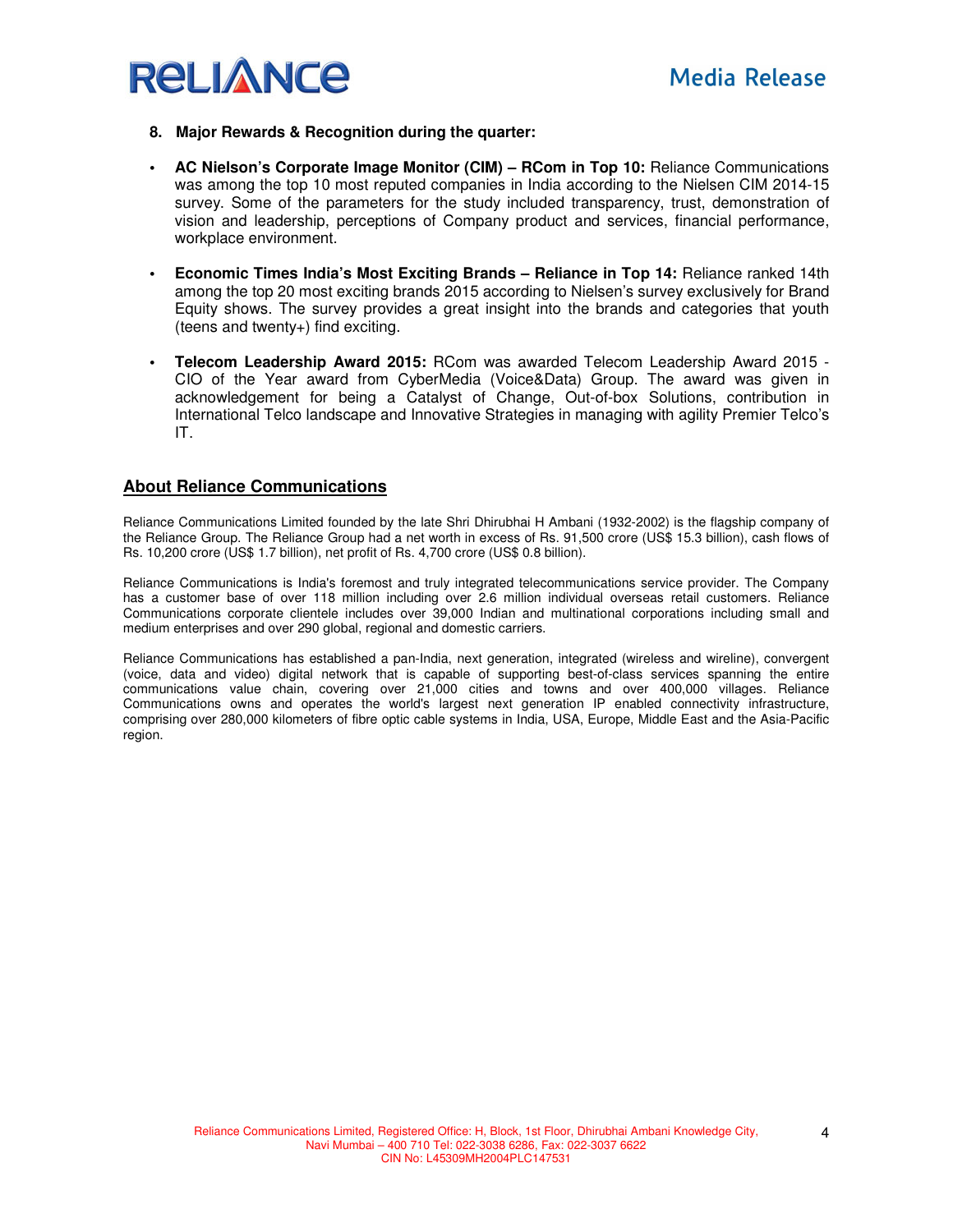8. **Major Rewards & Recognition during the quarter:**

- **AC Nielson's Corporate Image Monitor (CIM) – RCom in Top 10:** Reliance Communications was among the top 10 most reputed companies in India according to the Nielsen CIM 2014-15 survey. Some of the parameters for the study included transparency, trust, demonstration of vision and leadership, perceptions of Company product and services, financial performance, workplace environment.

- **Economic Times India's Most Exciting Brands – Reliance in Top 14:** Reliance ranked 14th among the top 20 most exciting brands 2015 according to Nielsen's survey exclusively for Brand Equity shows. The survey provides a great insight into the brands and categories that youth (teens and twenty+) find exciting.

- **Telecom Leadership Award 2015:** RCom was awarded Telecom Leadership Award 2015 - CIO of the Year award from CyberMedia (Voice&Data) Group. The award was given in acknowledgement for being a Catalyst of Change, Out-of-box Solutions, contribution in International Telco landscape and Innovative Strategies in managing with agility Premier Telco's IT.

## About Reliance Communications

Reliance Communications Limited founded by the late Shri Dhirubhai H Ambani (1932-2002) is the flagship company of the Reliance Group. The Reliance Group had a net worth in excess of Rs. 91,500 crore (US$ 15.3 billion), cash flows of Rs. 10,200 crore (US$ 1.7 billion), net profit of Rs. 4,700 crore (US$ 0.8 billion).

Reliance Communications is India's foremost and truly integrated telecommunications service provider. The Company has a customer base of over 118 million including over 2.6 million individual overseas retail customers. Reliance Communications corporate clientele includes over 39,000 Indian and multinational corporations including small and medium enterprises and over 290 global, regional and domestic carriers.

Reliance Communications has established a pan-India, next generation, integrated (wireless and wireline), convergent (voice, data and video) digital network that is capable of supporting best-of-class services spanning the entire communications value chain, covering over 21,000 cities and towns and over 400,000 villages. Reliance Communications owns and operates the world's largest next generation IP enabled connectivity infrastructure, comprising over 280,000 kilometers of fibre optic cable systems in India, USA, Europe, Middle East and the Asia-Pacific region.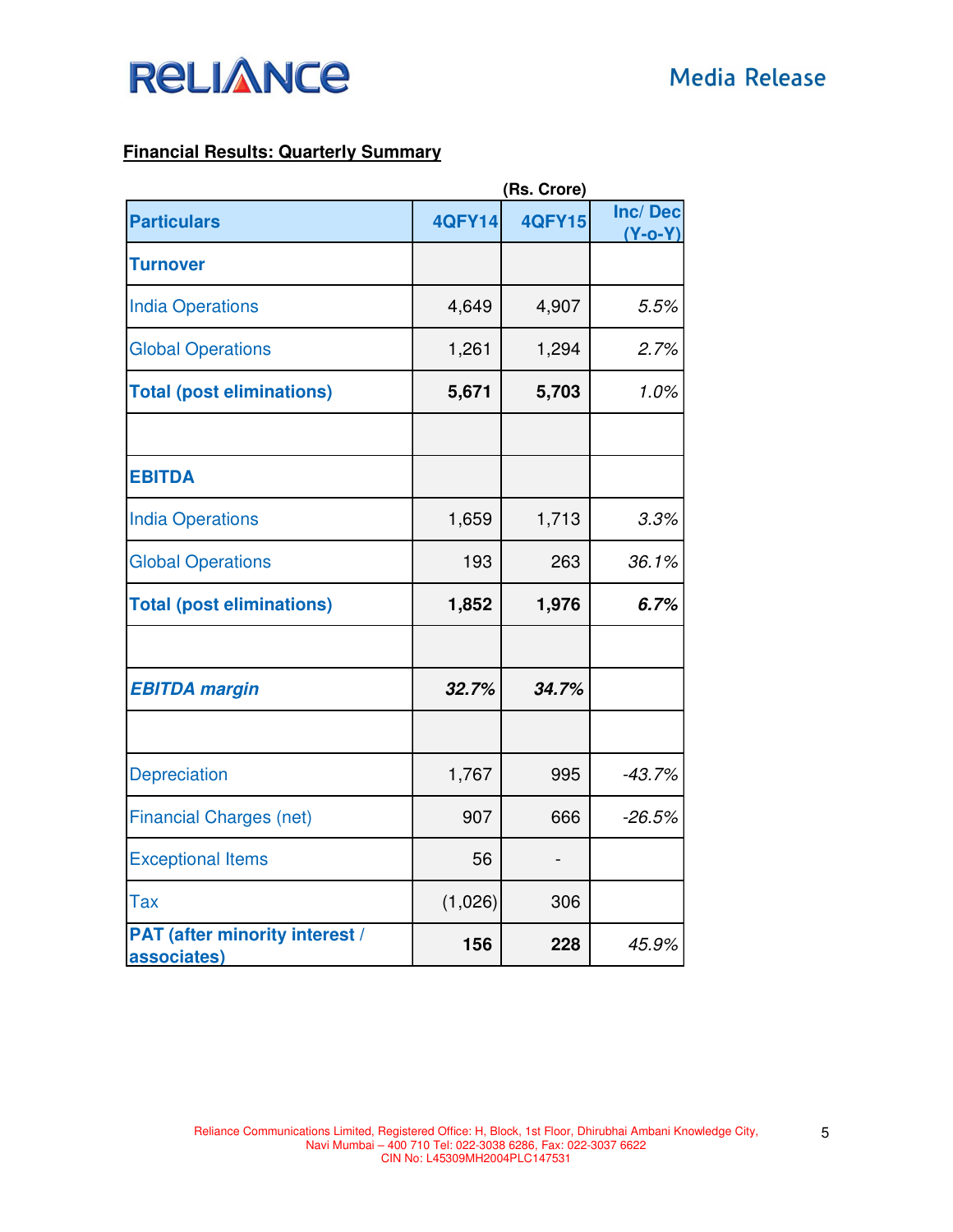**Financial Results: Quarterly Summary**

(Rs. Crore)

| Particulars | 4QFY14 | 4QFY15 | Inc/ Dec (Y-o-Y) |
|---|---|---|---|
| **Turnover** | | | |
| India Operations | 4,649 | 4,907 | *5.5%* |
| Global Operations | 1,261 | 1,294 | *2.7%* |
| **Total (post eliminations)** | **5,671** | **5,703** | *1.0%* |
| | | | |
| **EBITDA** | | | |
| India Operations | 1,659 | 1,713 | *3.3%* |
| Global Operations | 193 | 263 | *36.1%* |
| **Total (post eliminations)** | **1,852** | **1,976** | ***6.7%*** |
| | | | |
| ***EBITDA margin*** | ***32.7%*** | ***34.7%*** | |
| | | | |
| Depreciation | 1,767 | 995 | *-43.7%* |
| Financial Charges (net) | 907 | 666 | *-26.5%* |
| Exceptional Items | 56 | - | |
| Tax | (1,026) | 306 | |
| **PAT (after minority interest / associates)** | **156** | **228** | *45.9%* |

Reliance Communications Limited, Registered Office: H, Block, 1st Floor, Dhirubhai Ambani Knowledge City, Navi Mumbai – 400 710 Tel: 022-3038 6286, Fax: 022-3037 6622
CIN No: L45309MH2004PLC147531